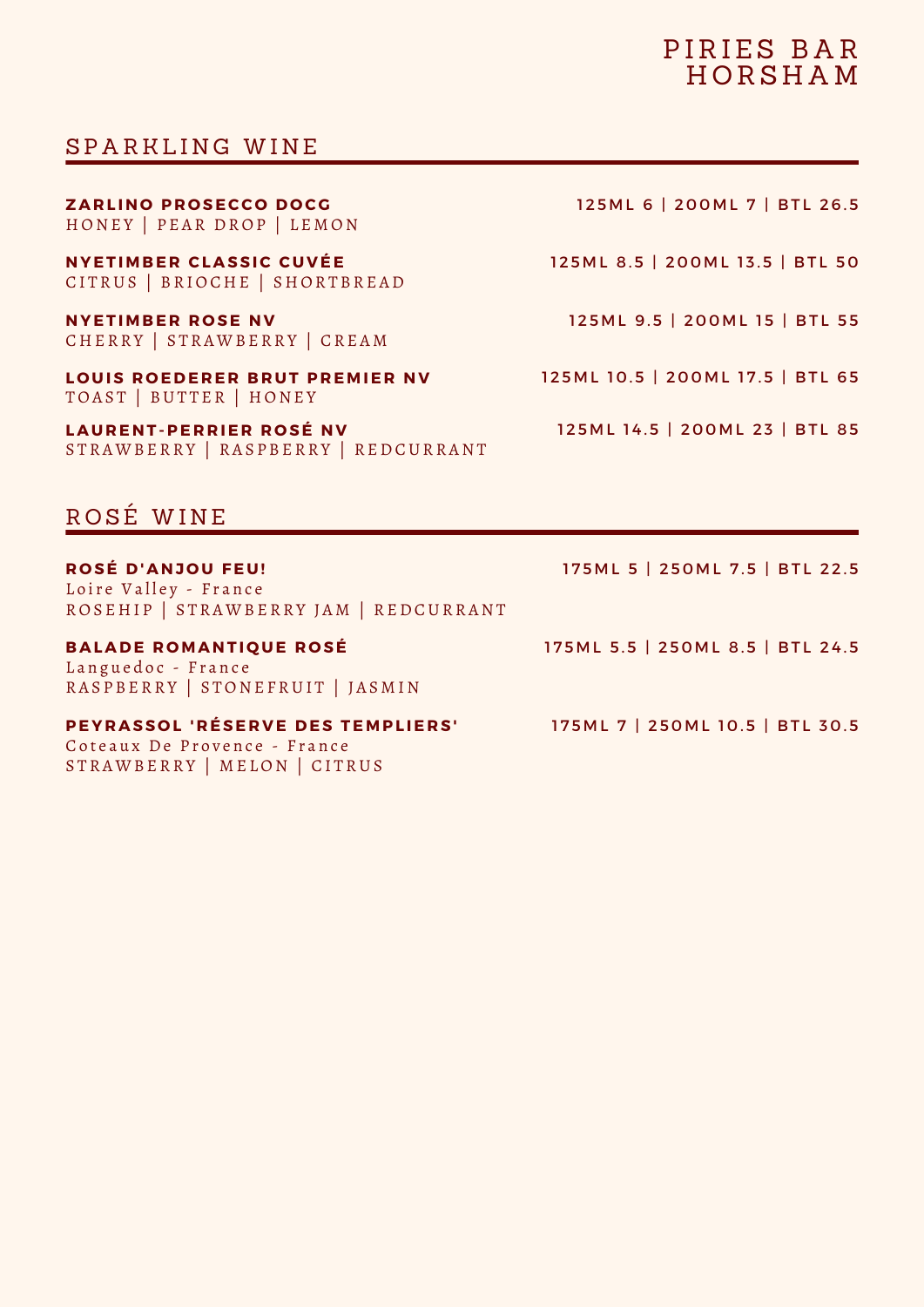# PIRIES BAR HORSHAM

## SPARKLING WINE

**ZARLINO PROSECCO DOCG** — 125ML 6 | 200ML 7 | BTL 26.5
HONEY | PEAR DROP | LEMON

**NYETIMBER CLASSIC CUVÉE** — 125ML 8.5 | 200ML 13.5 | BTL 50
CITRUS | BRIOCHE | SHORTBREAD

**NYETIMBER ROSE NV** — 125ML 9.5 | 200ML 15 | BTL 55
CHERRY | STRAWBERRY | CREAM

**LOUIS ROEDERER BRUT PREMIER NV** — 125ML 10.5 | 200ML 17.5 | BTL 65
TOAST | BUTTER | HONEY

**LAURENT-PERRIER ROSÉ NV** — 125ML 14.5 | 200ML 23 | BTL 85
STRAWBERRY | RASPBERRY | REDCURRANT

## ROSÉ WINE

**ROSÉ D'ANJOU FEU!** — 175ML 5 | 250ML 7.5 | BTL 22.5
Loire Valley - France
ROSEHIP | STRAWBERRY JAM | REDCURRANT

**BALADE ROMANTIQUE ROSÉ** — 175ML 5.5 | 250ML 8.5 | BTL 24.5
Languedoc - France
RASPBERRY | STONEFRUIT | JASMIN

**PEYRASSOL 'RÉSERVE DES TEMPLIERS'** — 175ML 7 | 250ML 10.5 | BTL 30.5
Coteaux De Provence - France
STRAWBERRY | MELON | CITRUS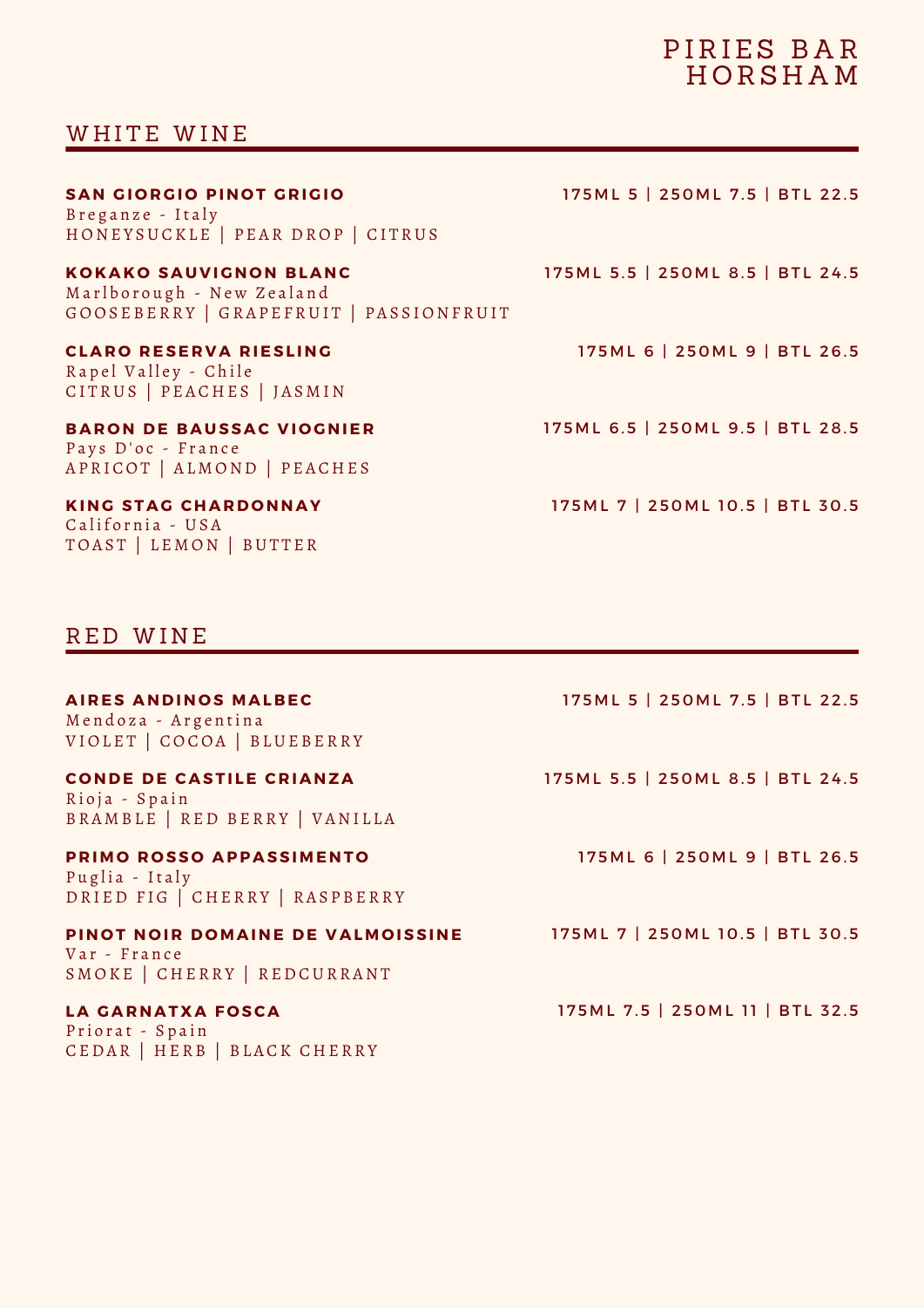# PIRIES BAR HORSHAM

## WHITE WINE

**SAN GIORGIO PINOT GRIGIO** — 175ML 5 | 250ML 7.5 | BTL 22.5
Breganze - Italy
HONEYSUCKLE | PEAR DROP | CITRUS

**KOKAKO SAUVIGNON BLANC** — 175ML 5.5 | 250ML 8.5 | BTL 24.5
Marlborough - New Zealand
GOOSEBERRY | GRAPEFRUIT | PASSIONFRUIT

**CLARO RESERVA RIESLING** — 175ML 6 | 250ML 9 | BTL 26.5
Rapel Valley - Chile
CITRUS | PEACHES | JASMIN

**BARON DE BAUSSAC VIOGNIER** — 175ML 6.5 | 250ML 9.5 | BTL 28.5
Pays D'oc - France
APRICOT | ALMOND | PEACHES

**KING STAG CHARDONNAY** — 175ML 7 | 250ML 10.5 | BTL 30.5
California - USA
TOAST | LEMON | BUTTER

## RED WINE

**AIRES ANDINOS MALBEC** — 175ML 5 | 250ML 7.5 | BTL 22.5
Mendoza - Argentina
VIOLET | COCOA | BLUEBERRY

**CONDE DE CASTILE CRIANZA** — 175ML 5.5 | 250ML 8.5 | BTL 24.5
Rioja - Spain
BRAMBLE | RED BERRY | VANILLA

**PRIMO ROSSO APPASSIMENTO** — 175ML 6 | 250ML 9 | BTL 26.5
Puglia - Italy
DRIED FIG | CHERRY | RASPBERRY

**PINOT NOIR DOMAINE DE VALMOISSINE** — 175ML 7 | 250ML 10.5 | BTL 30.5
Var - France
SMOKE | CHERRY | REDCURRANT

**LA GARNATXA FOSCA** — 175ML 7.5 | 250ML 11 | BTL 32.5
Priorat - Spain
CEDAR | HERB | BLACK CHERRY